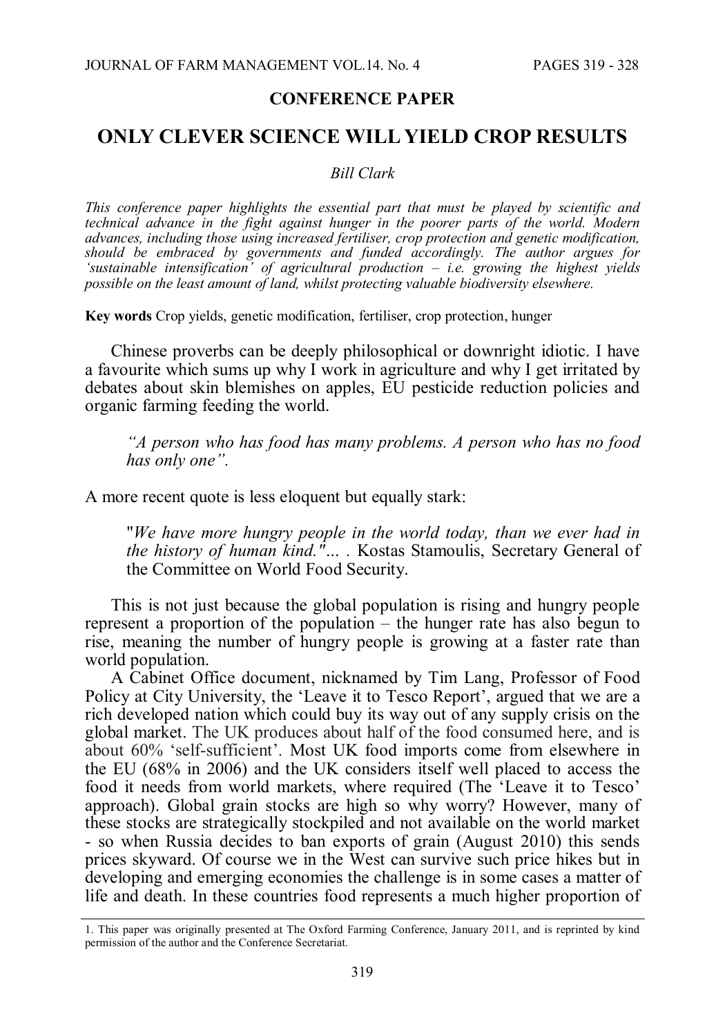**CONFERENCE PAPER**

# ONLY CLEVER SCIENCE WILL YIELD CROP RESULTS

*Bill Clark*

*This conference paper highlights the essential part that must be played by scientific and technical advance in the fight against hunger in the poorer parts of the world. Modern advances, including those using increased fertiliser, crop protection and genetic modification, should be embraced by governments and funded accordingly. The author argues for 'sustainable intensification' of agricultural production – i.e. growing the highest yields possible on the least amount of land, whilst protecting valuable biodiversity elsewhere.*

**Key words** Crop yields, genetic modification, fertiliser, crop protection, hunger

Chinese proverbs can be deeply philosophical or downright idiotic. I have a favourite which sums up why I work in agriculture and why I get irritated by debates about skin blemishes on apples, EU pesticide reduction policies and organic farming feeding the world.

> *"A person who has food has many problems. A person who has no food has only one".*

A more recent quote is less eloquent but equally stark:

> "*We have more hungry people in the world today, than we ever had in the history of human kind."* ... . Kostas Stamoulis, Secretary General of the Committee on World Food Security.

This is not just because the global population is rising and hungry people represent a proportion of the population – the hunger rate has also begun to rise, meaning the number of hungry people is growing at a faster rate than world population.

A Cabinet Office document, nicknamed by Tim Lang, Professor of Food Policy at City University, the 'Leave it to Tesco Report', argued that we are a rich developed nation which could buy its way out of any supply crisis on the global market. The UK produces about half of the food consumed here, and is about 60% 'self-sufficient'. Most UK food imports come from elsewhere in the EU (68% in 2006) and the UK considers itself well placed to access the food it needs from world markets, where required (The 'Leave it to Tesco' approach). Global grain stocks are high so why worry? However, many of these stocks are strategically stockpiled and not available on the world market - so when Russia decides to ban exports of grain (August 2010) this sends prices skyward. Of course we in the West can survive such price hikes but in developing and emerging economies the challenge is in some cases a matter of life and death. In these countries food represents a much higher proportion of

---

1. This paper was originally presented at The Oxford Farming Conference, January 2011, and is reprinted by kind permission of the author and the Conference Secretariat.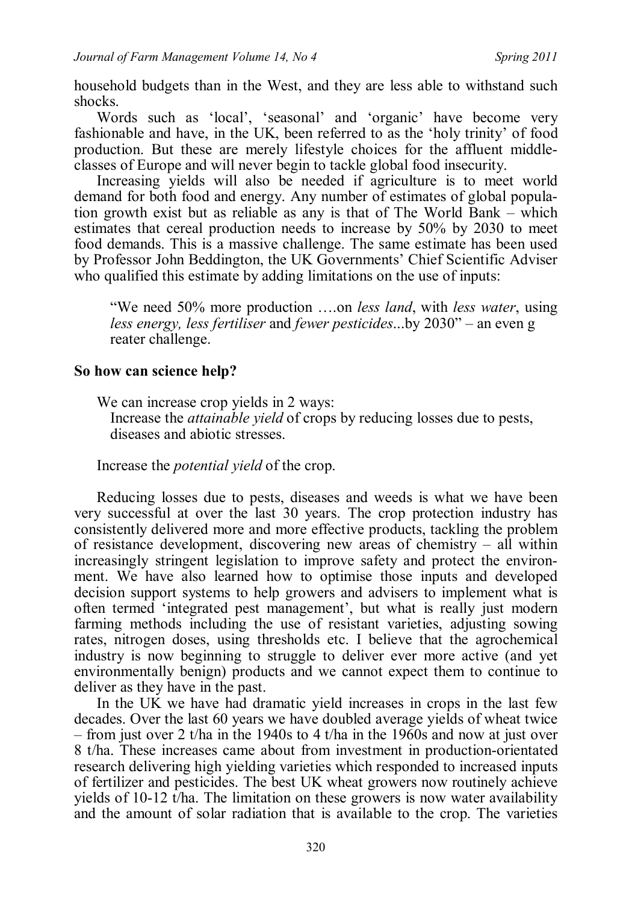household budgets than in the West, and they are less able to withstand such shocks.

Words such as 'local', 'seasonal' and 'organic' have become very fashionable and have, in the UK, been referred to as the 'holy trinity' of food production. But these are merely lifestyle choices for the affluent middle-classes of Europe and will never begin to tackle global food insecurity.

Increasing yields will also be needed if agriculture is to meet world demand for both food and energy. Any number of estimates of global population growth exist but as reliable as any is that of The World Bank – which estimates that cereal production needs to increase by 50% by 2030 to meet food demands. This is a massive challenge. The same estimate has been used by Professor John Beddington, the UK Governments' Chief Scientific Adviser who qualified this estimate by adding limitations on the use of inputs:

> "We need 50% more production ….on *less land*, with *less water*, using *less energy, less fertiliser* and *fewer pesticides*...by 2030" – an even g reater challenge.

**So how can science help?**

We can increase crop yields in 2 ways:

Increase the *attainable yield* of crops by reducing losses due to pests, diseases and abiotic stresses.

Increase the *potential yield* of the crop.

Reducing losses due to pests, diseases and weeds is what we have been very successful at over the last 30 years. The crop protection industry has consistently delivered more and more effective products, tackling the problem of resistance development, discovering new areas of chemistry – all within increasingly stringent legislation to improve safety and protect the environment. We have also learned how to optimise those inputs and developed decision support systems to help growers and advisers to implement what is often termed 'integrated pest management', but what is really just modern farming methods including the use of resistant varieties, adjusting sowing rates, nitrogen doses, using thresholds etc. I believe that the agrochemical industry is now beginning to struggle to deliver ever more active (and yet environmentally benign) products and we cannot expect them to continue to deliver as they have in the past.

In the UK we have had dramatic yield increases in crops in the last few decades. Over the last 60 years we have doubled average yields of wheat twice – from just over 2 t/ha in the 1940s to 4 t/ha in the 1960s and now at just over 8 t/ha. These increases came about from investment in production-orientated research delivering high yielding varieties which responded to increased inputs of fertilizer and pesticides. The best UK wheat growers now routinely achieve yields of 10-12 t/ha. The limitation on these growers is now water availability and the amount of solar radiation that is available to the crop. The varieties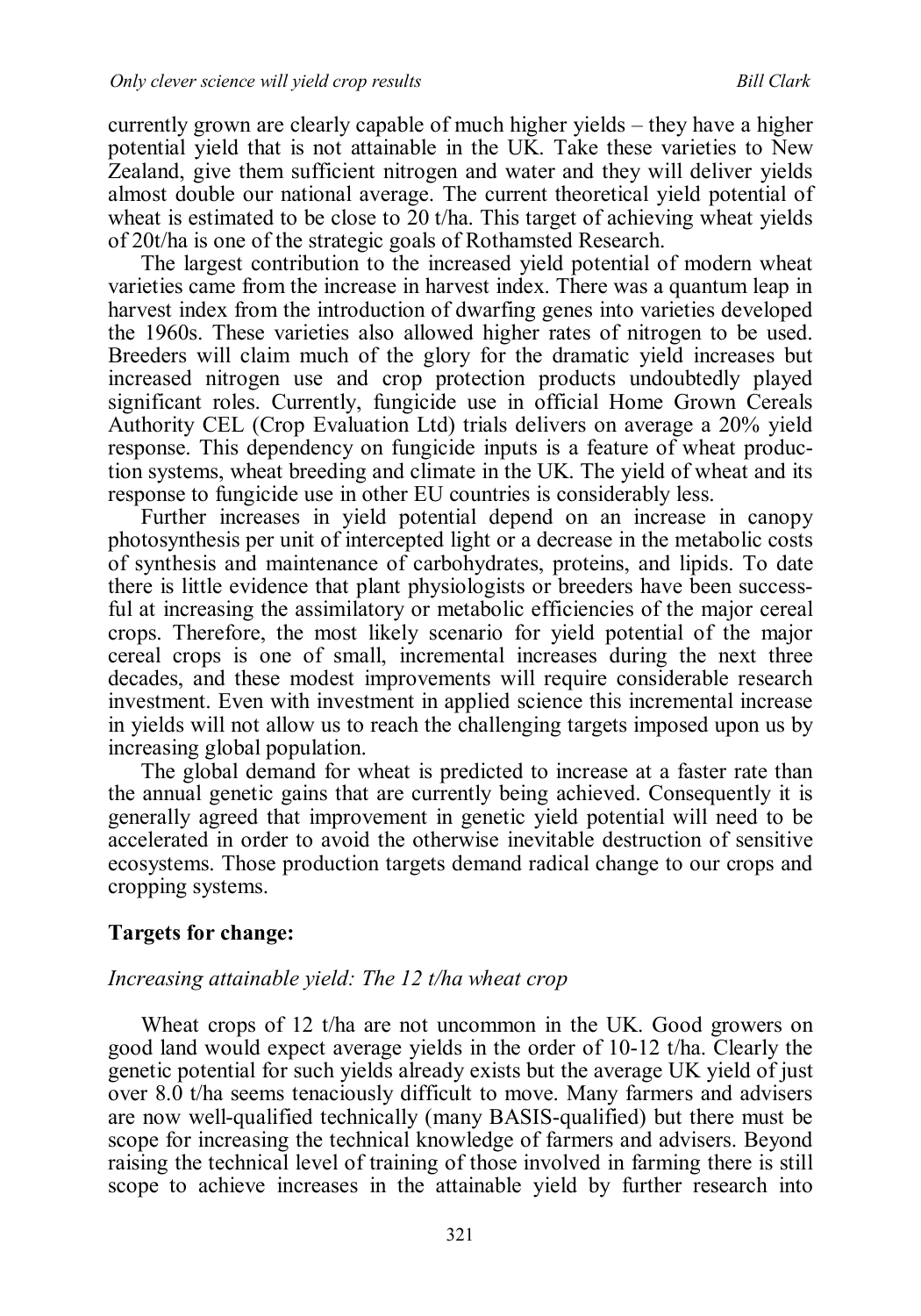currently grown are clearly capable of much higher yields – they have a higher potential yield that is not attainable in the UK. Take these varieties to New Zealand, give them sufficient nitrogen and water and they will deliver yields almost double our national average. The current theoretical yield potential of wheat is estimated to be close to 20 t/ha. This target of achieving wheat yields of 20t/ha is one of the strategic goals of Rothamsted Research.

The largest contribution to the increased yield potential of modern wheat varieties came from the increase in harvest index. There was a quantum leap in harvest index from the introduction of dwarfing genes into varieties developed the 1960s. These varieties also allowed higher rates of nitrogen to be used. Breeders will claim much of the glory for the dramatic yield increases but increased nitrogen use and crop protection products undoubtedly played significant roles. Currently, fungicide use in official Home Grown Cereals Authority CEL (Crop Evaluation Ltd) trials delivers on average a 20% yield response. This dependency on fungicide inputs is a feature of wheat production systems, wheat breeding and climate in the UK. The yield of wheat and its response to fungicide use in other EU countries is considerably less.

Further increases in yield potential depend on an increase in canopy photosynthesis per unit of intercepted light or a decrease in the metabolic costs of synthesis and maintenance of carbohydrates, proteins, and lipids. To date there is little evidence that plant physiologists or breeders have been successful at increasing the assimilatory or metabolic efficiencies of the major cereal crops. Therefore, the most likely scenario for yield potential of the major cereal crops is one of small, incremental increases during the next three decades, and these modest improvements will require considerable research investment. Even with investment in applied science this incremental increase in yields will not allow us to reach the challenging targets imposed upon us by increasing global population.

The global demand for wheat is predicted to increase at a faster rate than the annual genetic gains that are currently being achieved. Consequently it is generally agreed that improvement in genetic yield potential will need to be accelerated in order to avoid the otherwise inevitable destruction of sensitive ecosystems. Those production targets demand radical change to our crops and cropping systems.

**Targets for change:**

*Increasing attainable yield: The 12 t/ha wheat crop*

Wheat crops of 12 t/ha are not uncommon in the UK. Good growers on good land would expect average yields in the order of 10-12 t/ha. Clearly the genetic potential for such yields already exists but the average UK yield of just over 8.0 t/ha seems tenaciously difficult to move. Many farmers and advisers are now well-qualified technically (many BASIS-qualified) but there must be scope for increasing the technical knowledge of farmers and advisers. Beyond raising the technical level of training of those involved in farming there is still scope to achieve increases in the attainable yield by further research into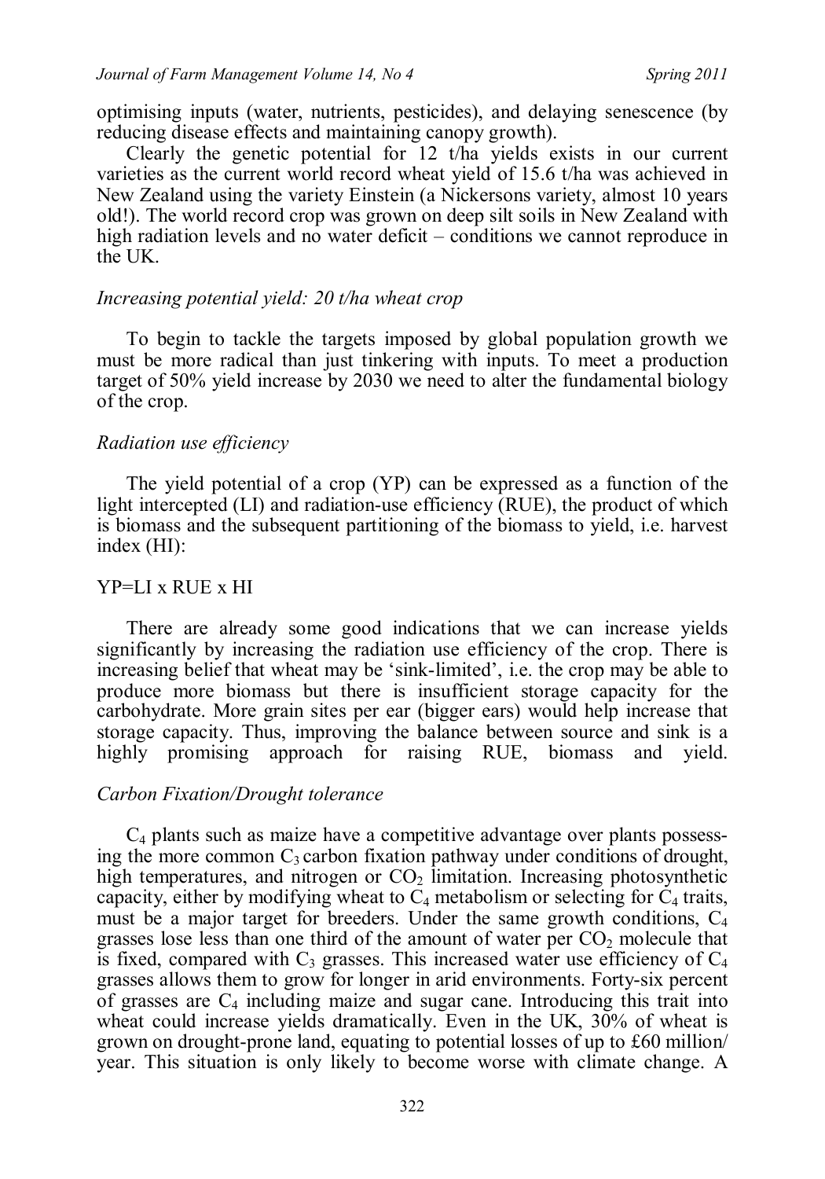optimising inputs (water, nutrients, pesticides), and delaying senescence (by reducing disease effects and maintaining canopy growth).

Clearly the genetic potential for 12 t/ha yields exists in our current varieties as the current world record wheat yield of 15.6 t/ha was achieved in New Zealand using the variety Einstein (a Nickersons variety, almost 10 years old!). The world record crop was grown on deep silt soils in New Zealand with high radiation levels and no water deficit – conditions we cannot reproduce in the UK.

### *Increasing potential yield: 20 t/ha wheat crop*

To begin to tackle the targets imposed by global population growth we must be more radical than just tinkering with inputs. To meet a production target of 50% yield increase by 2030 we need to alter the fundamental biology of the crop.

### *Radiation use efficiency*

The yield potential of a crop (YP) can be expressed as a function of the light intercepted (LI) and radiation-use efficiency (RUE), the product of which is biomass and the subsequent partitioning of the biomass to yield, i.e. harvest index (HI):

YP=LI x RUE x HI

There are already some good indications that we can increase yields significantly by increasing the radiation use efficiency of the crop. There is increasing belief that wheat may be 'sink-limited', i.e. the crop may be able to produce more biomass but there is insufficient storage capacity for the carbohydrate. More grain sites per ear (bigger ears) would help increase that storage capacity. Thus, improving the balance between source and sink is a highly promising approach for raising RUE, biomass and yield.

### *Carbon Fixation/Drought tolerance*

$C_4$ plants such as maize have a competitive advantage over plants possessing the more common $C_3$ carbon fixation pathway under conditions of drought, high temperatures, and nitrogen or $CO_2$ limitation. Increasing photosynthetic capacity, either by modifying wheat to $C_4$ metabolism or selecting for $C_4$ traits, must be a major target for breeders. Under the same growth conditions, $C_4$ grasses lose less than one third of the amount of water per $CO_2$ molecule that is fixed, compared with $C_3$ grasses. This increased water use efficiency of $C_4$ grasses allows them to grow for longer in arid environments. Forty-six percent of grasses are $C_4$ including maize and sugar cane. Introducing this trait into wheat could increase yields dramatically. Even in the UK, 30% of wheat is grown on drought-prone land, equating to potential losses of up to £60 million/year. This situation is only likely to become worse with climate change. A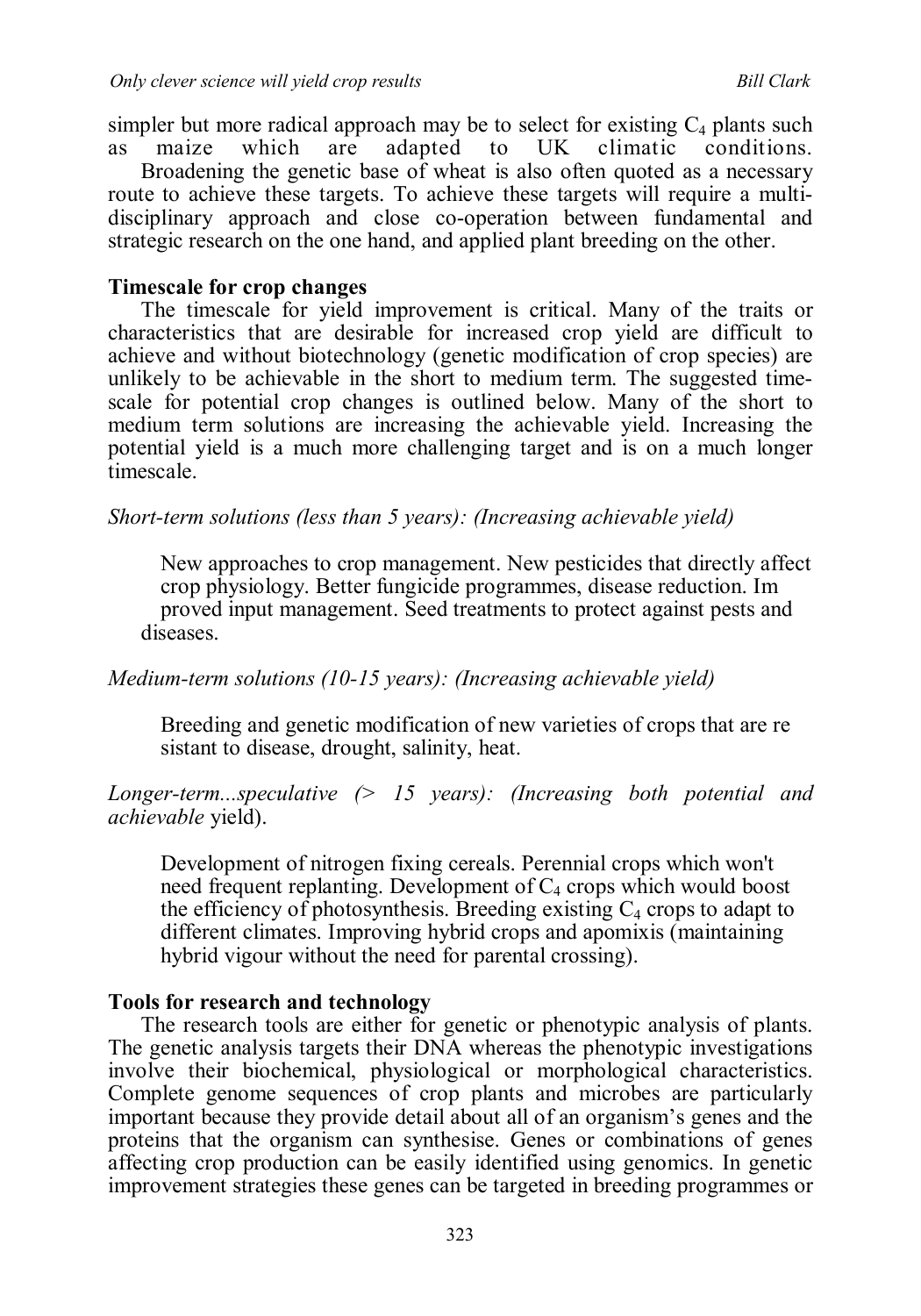simpler but more radical approach may be to select for existing $C_4$ plants such as maize which are adapted to UK climatic conditions.

Broadening the genetic base of wheat is also often quoted as a necessary route to achieve these targets. To achieve these targets will require a multi-disciplinary approach and close co-operation between fundamental and strategic research on the one hand, and applied plant breeding on the other.

**Timescale for crop changes**

The timescale for yield improvement is critical. Many of the traits or characteristics that are desirable for increased crop yield are difficult to achieve and without biotechnology (genetic modification of crop species) are unlikely to be achievable in the short to medium term. The suggested time-scale for potential crop changes is outlined below. Many of the short to medium term solutions are increasing the achievable yield. Increasing the potential yield is a much more challenging target and is on a much longer timescale.

*Short-term solutions (less than 5 years): (Increasing achievable yield)*

New approaches to crop management. New pesticides that directly affect crop physiology. Better fungicide programmes, disease reduction. Improved input management. Seed treatments to protect against pests and diseases.

*Medium-term solutions (10-15 years): (Increasing achievable yield)*

Breeding and genetic modification of new varieties of crops that are resistant to disease, drought, salinity, heat.

*Longer-term...speculative (> 15 years): (Increasing both potential and achievable* yield).

Development of nitrogen fixing cereals. Perennial crops which won't need frequent replanting. Development of $C_4$ crops which would boost the efficiency of photosynthesis. Breeding existing $C_4$ crops to adapt to different climates. Improving hybrid crops and apomixis (maintaining hybrid vigour without the need for parental crossing).

**Tools for research and technology**

The research tools are either for genetic or phenotypic analysis of plants. The genetic analysis targets their DNA whereas the phenotypic investigations involve their biochemical, physiological or morphological characteristics. Complete genome sequences of crop plants and microbes are particularly important because they provide detail about all of an organism's genes and the proteins that the organism can synthesise. Genes or combinations of genes affecting crop production can be easily identified using genomics. In genetic improvement strategies these genes can be targeted in breeding programmes or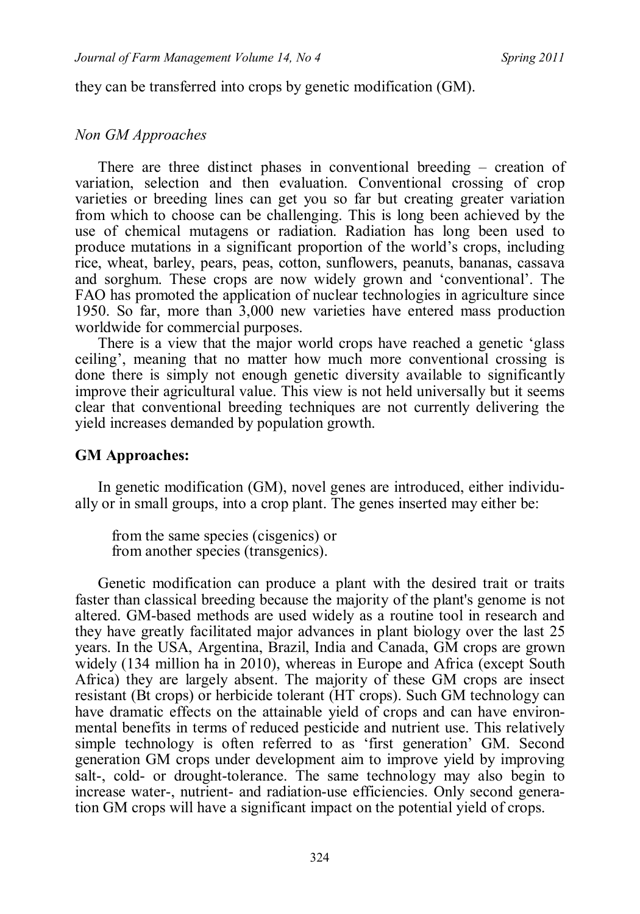they can be transferred into crops by genetic modification (GM).

### *Non GM Approaches*

There are three distinct phases in conventional breeding – creation of variation, selection and then evaluation. Conventional crossing of crop varieties or breeding lines can get you so far but creating greater variation from which to choose can be challenging. This is long been achieved by the use of chemical mutagens or radiation. Radiation has long been used to produce mutations in a significant proportion of the world's crops, including rice, wheat, barley, pears, peas, cotton, sunflowers, peanuts, bananas, cassava and sorghum. These crops are now widely grown and 'conventional'. The FAO has promoted the application of nuclear technologies in agriculture since 1950. So far, more than 3,000 new varieties have entered mass production worldwide for commercial purposes.

There is a view that the major world crops have reached a genetic 'glass ceiling', meaning that no matter how much more conventional crossing is done there is simply not enough genetic diversity available to significantly improve their agricultural value. This view is not held universally but it seems clear that conventional breeding techniques are not currently delivering the yield increases demanded by population growth.

### **GM Approaches:**

In genetic modification (GM), novel genes are introduced, either individually or in small groups, into a crop plant. The genes inserted may either be:

from the same species (cisgenics) or
from another species (transgenics).

Genetic modification can produce a plant with the desired trait or traits faster than classical breeding because the majority of the plant's genome is not altered. GM-based methods are used widely as a routine tool in research and they have greatly facilitated major advances in plant biology over the last 25 years. In the USA, Argentina, Brazil, India and Canada, GM crops are grown widely (134 million ha in 2010), whereas in Europe and Africa (except South Africa) they are largely absent. The majority of these GM crops are insect resistant (Bt crops) or herbicide tolerant (HT crops). Such GM technology can have dramatic effects on the attainable yield of crops and can have environmental benefits in terms of reduced pesticide and nutrient use. This relatively simple technology is often referred to as 'first generation' GM. Second generation GM crops under development aim to improve yield by improving salt-, cold- or drought-tolerance. The same technology may also begin to increase water-, nutrient- and radiation-use efficiencies. Only second generation GM crops will have a significant impact on the potential yield of crops.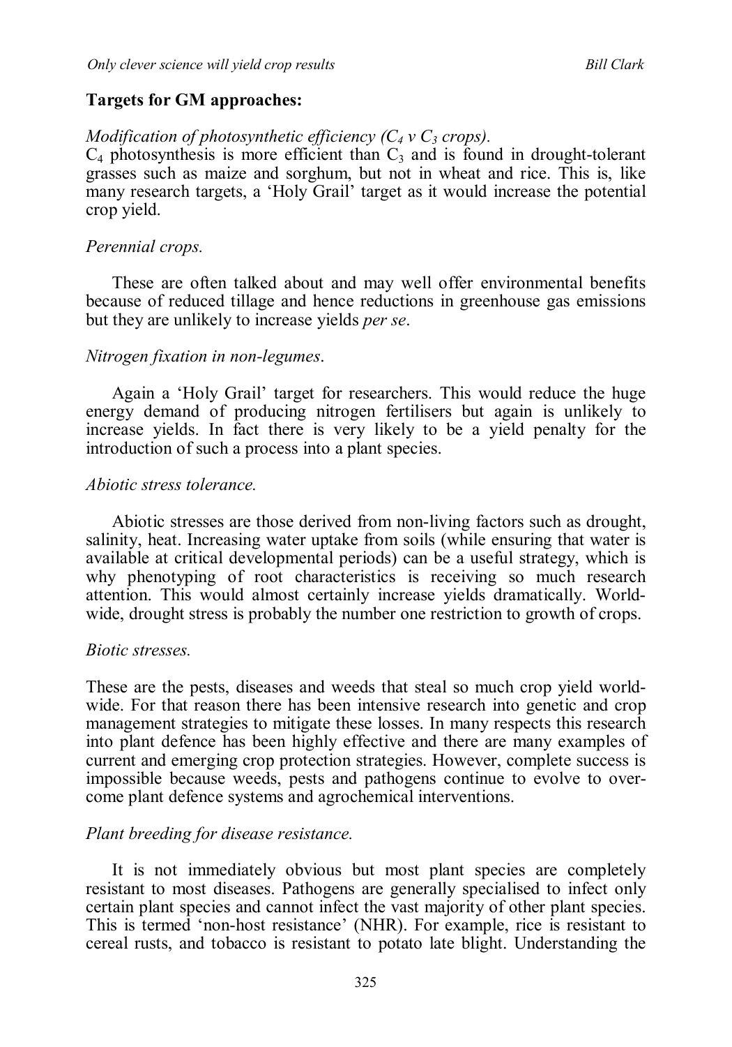**Targets for GM approaches:**

*Modification of photosynthetic efficiency ($C_4$ v $C_3$ crops).*

$C_4$ photosynthesis is more efficient than $C_3$ and is found in drought-tolerant grasses such as maize and sorghum, but not in wheat and rice. This is, like many research targets, a 'Holy Grail' target as it would increase the potential crop yield.

*Perennial crops.*

These are often talked about and may well offer environmental benefits because of reduced tillage and hence reductions in greenhouse gas emissions but they are unlikely to increase yields *per se*.

*Nitrogen fixation in non-legumes*.

Again a 'Holy Grail' target for researchers. This would reduce the huge energy demand of producing nitrogen fertilisers but again is unlikely to increase yields. In fact there is very likely to be a yield penalty for the introduction of such a process into a plant species.

*Abiotic stress tolerance.*

Abiotic stresses are those derived from non-living factors such as drought, salinity, heat. Increasing water uptake from soils (while ensuring that water is available at critical developmental periods) can be a useful strategy, which is why phenotyping of root characteristics is receiving so much research attention. This would almost certainly increase yields dramatically. World-wide, drought stress is probably the number one restriction to growth of crops.

*Biotic stresses.*

These are the pests, diseases and weeds that steal so much crop yield world-wide. For that reason there has been intensive research into genetic and crop management strategies to mitigate these losses. In many respects this research into plant defence has been highly effective and there are many examples of current and emerging crop protection strategies. However, complete success is impossible because weeds, pests and pathogens continue to evolve to over-come plant defence systems and agrochemical interventions.

*Plant breeding for disease resistance.*

It is not immediately obvious but most plant species are completely resistant to most diseases. Pathogens are generally specialised to infect only certain plant species and cannot infect the vast majority of other plant species. This is termed 'non-host resistance' (NHR). For example, rice is resistant to cereal rusts, and tobacco is resistant to potato late blight. Understanding the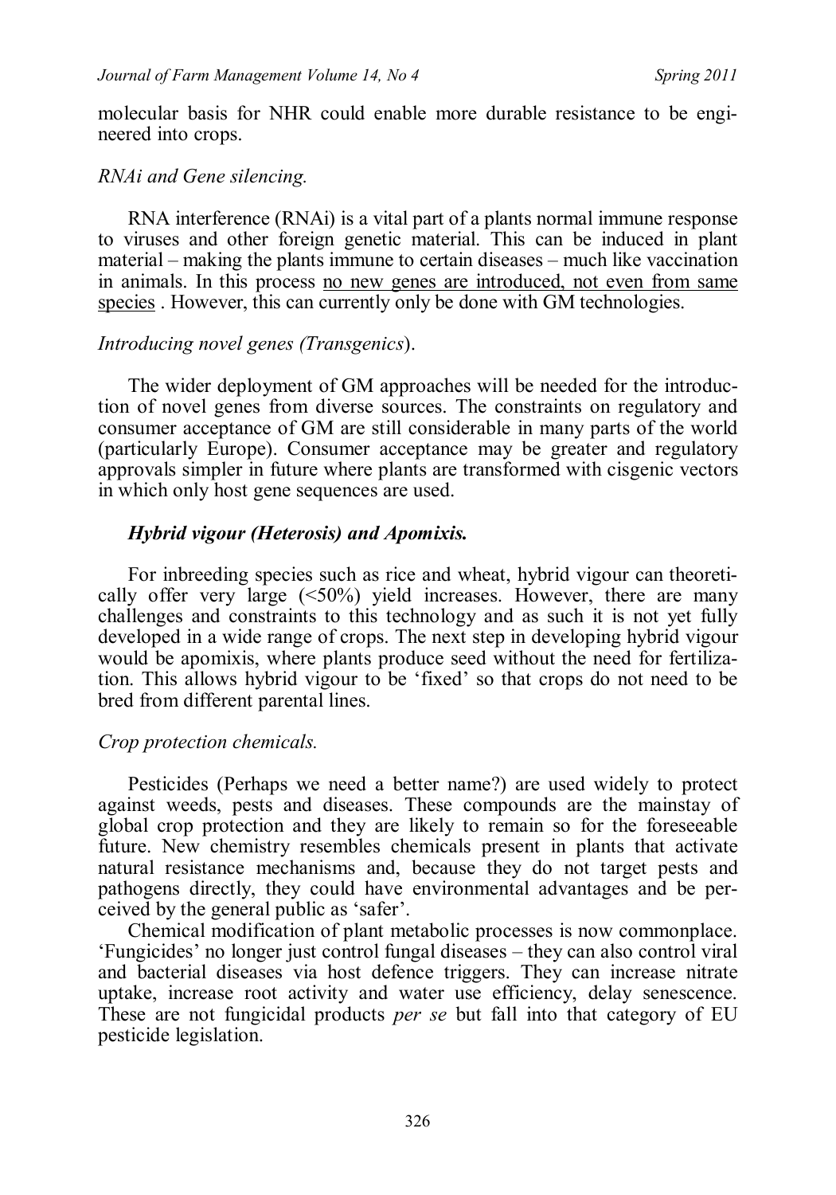molecular basis for NHR could enable more durable resistance to be engineered into crops.

*RNAi and Gene silencing.*

RNA interference (RNAi) is a vital part of a plants normal immune response to viruses and other foreign genetic material. This can be induced in plant material – making the plants immune to certain diseases – much like vaccination in animals. In this process <u>no new genes are introduced, not even from same species</u> . However, this can currently only be done with GM technologies.

*Introducing novel genes (Transgenics*).

The wider deployment of GM approaches will be needed for the introduction of novel genes from diverse sources. The constraints on regulatory and consumer acceptance of GM are still considerable in many parts of the world (particularly Europe). Consumer acceptance may be greater and regulatory approvals simpler in future where plants are transformed with cisgenic vectors in which only host gene sequences are used.

***Hybrid vigour (Heterosis) and Apomixis.***

For inbreeding species such as rice and wheat, hybrid vigour can theoretically offer very large (<50%) yield increases. However, there are many challenges and constraints to this technology and as such it is not yet fully developed in a wide range of crops. The next step in developing hybrid vigour would be apomixis, where plants produce seed without the need for fertilization. This allows hybrid vigour to be 'fixed' so that crops do not need to be bred from different parental lines.

*Crop protection chemicals.*

Pesticides (Perhaps we need a better name?) are used widely to protect against weeds, pests and diseases. These compounds are the mainstay of global crop protection and they are likely to remain so for the foreseeable future. New chemistry resembles chemicals present in plants that activate natural resistance mechanisms and, because they do not target pests and pathogens directly, they could have environmental advantages and be perceived by the general public as 'safer'.

Chemical modification of plant metabolic processes is now commonplace. 'Fungicides' no longer just control fungal diseases – they can also control viral and bacterial diseases via host defence triggers. They can increase nitrate uptake, increase root activity and water use efficiency, delay senescence. These are not fungicidal products *per se* but fall into that category of EU pesticide legislation.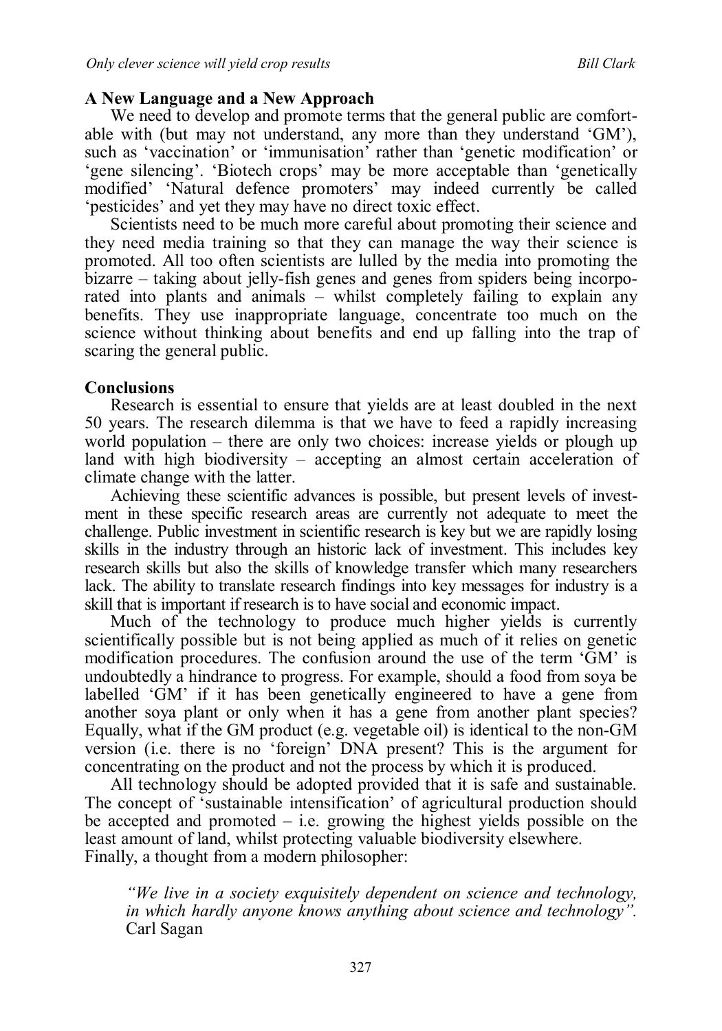## A New Language and a New Approach

We need to develop and promote terms that the general public are comfortable with (but may not understand, any more than they understand 'GM'), such as 'vaccination' or 'immunisation' rather than 'genetic modification' or 'gene silencing'. 'Biotech crops' may be more acceptable than 'genetically modified' 'Natural defence promoters' may indeed currently be called 'pesticides' and yet they may have no direct toxic effect.

Scientists need to be much more careful about promoting their science and they need media training so that they can manage the way their science is promoted. All too often scientists are lulled by the media into promoting the bizarre – taking about jelly-fish genes and genes from spiders being incorporated into plants and animals – whilst completely failing to explain any benefits. They use inappropriate language, concentrate too much on the science without thinking about benefits and end up falling into the trap of scaring the general public.

## Conclusions

Research is essential to ensure that yields are at least doubled in the next 50 years. The research dilemma is that we have to feed a rapidly increasing world population – there are only two choices: increase yields or plough up land with high biodiversity – accepting an almost certain acceleration of climate change with the latter.

Achieving these scientific advances is possible, but present levels of investment in these specific research areas are currently not adequate to meet the challenge. Public investment in scientific research is key but we are rapidly losing skills in the industry through an historic lack of investment. This includes key research skills but also the skills of knowledge transfer which many researchers lack. The ability to translate research findings into key messages for industry is a skill that is important if research is to have social and economic impact.

Much of the technology to produce much higher yields is currently scientifically possible but is not being applied as much of it relies on genetic modification procedures. The confusion around the use of the term 'GM' is undoubtedly a hindrance to progress. For example, should a food from soya be labelled 'GM' if it has been genetically engineered to have a gene from another soya plant or only when it has a gene from another plant species? Equally, what if the GM product (e.g. vegetable oil) is identical to the non-GM version (i.e. there is no 'foreign' DNA present? This is the argument for concentrating on the product and not the process by which it is produced.

All technology should be adopted provided that it is safe and sustainable. The concept of 'sustainable intensification' of agricultural production should be accepted and promoted – i.e. growing the highest yields possible on the least amount of land, whilst protecting valuable biodiversity elsewhere.
Finally, a thought from a modern philosopher:

> *"We live in a society exquisitely dependent on science and technology, in which hardly anyone knows anything about science and technology".*
> Carl Sagan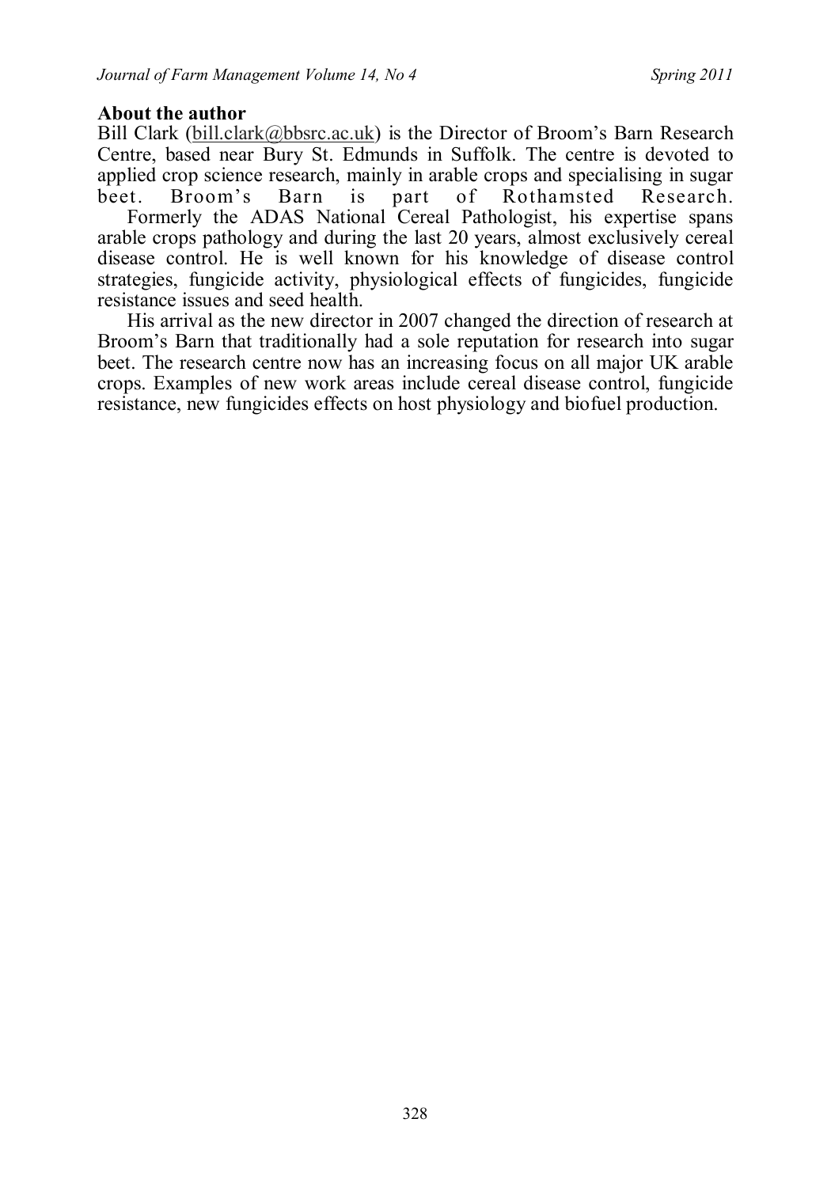**About the author**

Bill Clark (bill.clark@bbsrc.ac.uk) is the Director of Broom's Barn Research Centre, based near Bury St. Edmunds in Suffolk. The centre is devoted to applied crop science research, mainly in arable crops and specialising in sugar beet. Broom's Barn is part of Rothamsted Research.

Formerly the ADAS National Cereal Pathologist, his expertise spans arable crops pathology and during the last 20 years, almost exclusively cereal disease control. He is well known for his knowledge of disease control strategies, fungicide activity, physiological effects of fungicides, fungicide resistance issues and seed health.

His arrival as the new director in 2007 changed the direction of research at Broom's Barn that traditionally had a sole reputation for research into sugar beet. The research centre now has an increasing focus on all major UK arable crops. Examples of new work areas include cereal disease control, fungicide resistance, new fungicides effects on host physiology and biofuel production.